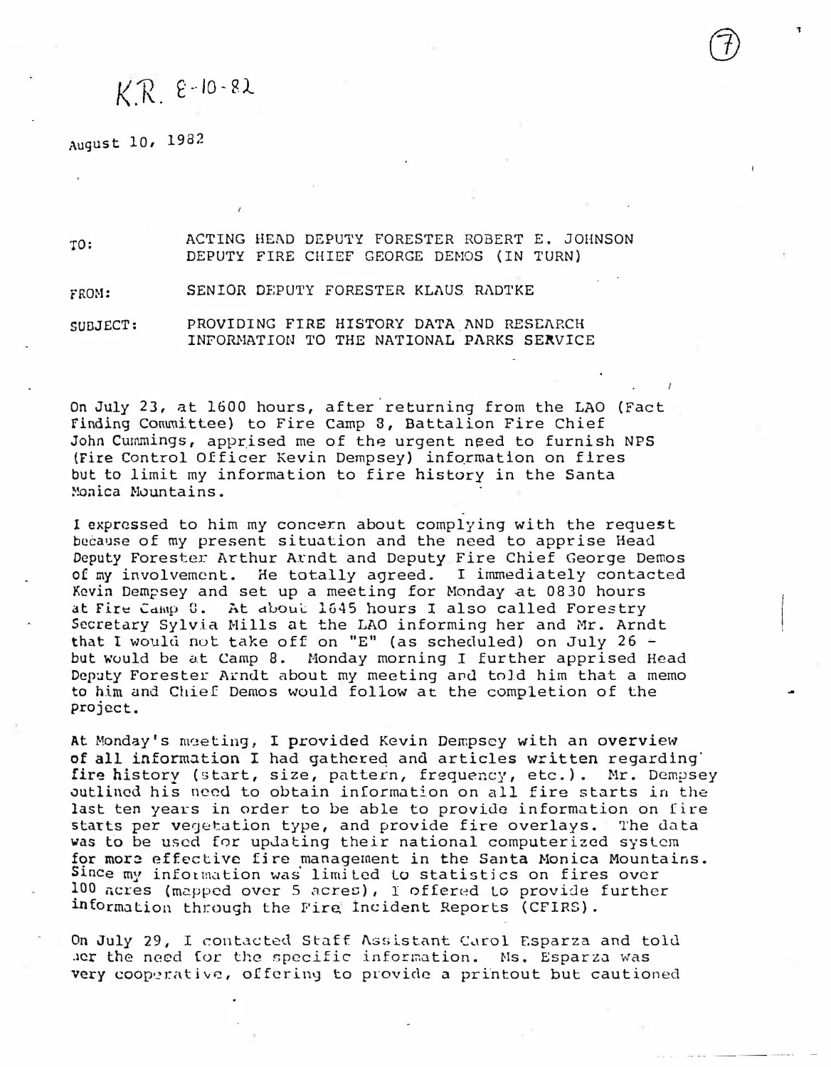K.R. 8-10-82

August 10, 1982

TO: ACTING HEAD DEPUTY FORESTER ROBERT E. JOHNSON
DEPUTY FIRE CHIEF GEORGE DEMOS (IN TURN)

FROM: SENIOR DEPUTY FORESTER KLAUS RADTKE

SUBJECT: PROVIDING FIRE HISTORY DATA AND RESEARCH INFORMATION TO THE NATIONAL PARKS SERVICE

On July 23, at 1600 hours, after returning from the LAO (Fact Finding Committee) to Fire Camp 8, Battalion Fire Chief John Cummings, apprised me of the urgent need to furnish NPS (Fire Control Officer Kevin Dempsey) information on fires but to limit my information to fire history in the Santa Monica Mountains.

I expressed to him my concern about complying with the request because of my present situation and the need to apprise Head Deputy Forester Arthur Arndt and Deputy Fire Chief George Demos of my involvement. He totally agreed. I immediately contacted Kevin Dempsey and set up a meeting for Monday at 0830 hours at Fire Camp 8. At about 1645 hours I also called Forestry Secretary Sylvia Mills at the LAO informing her and Mr. Arndt that I would not take off on "E" (as scheduled) on July 26 - but would be at Camp 8. Monday morning I further apprised Head Deputy Forester Arndt about my meeting and told him that a memo to him and Chief Demos would follow at the completion of the project.

At Monday's meeting, I provided Kevin Dempsey with an overview of all information I had gathered and articles written regarding fire history (start, size, pattern, frequency, etc.). Mr. Dempsey outlined his need to obtain information on all fire starts in the last ten years in order to be able to provide information on fire starts per vegetation type, and provide fire overlays. The data was to be used for updating their national computerized system for more effective fire management in the Santa Monica Mountains. Since my information was limited to statistics on fires over 100 acres (mapped over 5 acres), I offered to provide further information through the Fire Incident Reports (CFIRS).

On July 29, I contacted Staff Assistant Carol Esparza and told her the need for the specific information. Ms. Esparza was very cooperative, offering to provide a printout but cautioned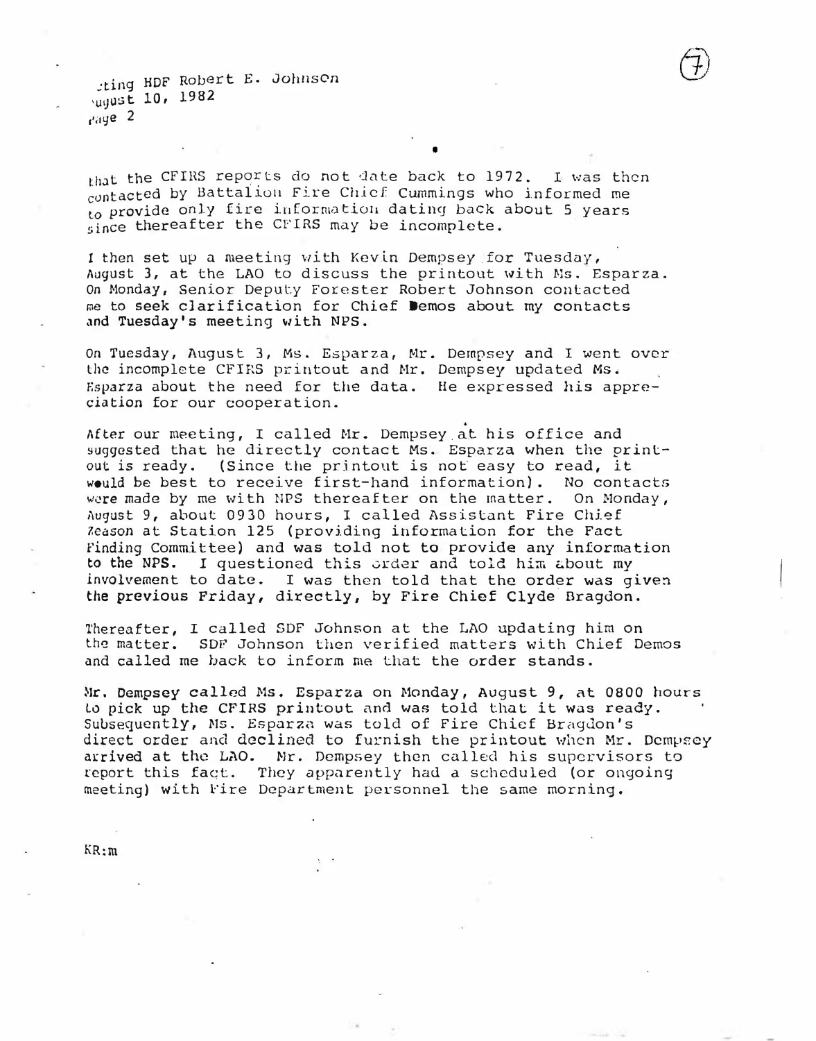that the CFIRS reports do not date back to 1972. I was then contacted by Battalion Fire Chief Cummings who informed me to provide only fire information dating back about 5 years since thereafter the CFIRS may be incomplete.

I then set up a meeting with Kevin Dempsey for Tuesday, August 3, at the LAO to discuss the printout with Ms. Esparza. On Monday, Senior Deputy Forester Robert Johnson contacted me to seek clarification for Chief Demos about my contacts and Tuesday's meeting with NPS.

On Tuesday, August 3, Ms. Esparza, Mr. Dempsey and I went over the incomplete CFIRS printout and Mr. Dempsey updated Ms. Esparza about the need for the data. He expressed his appreciation for our cooperation.

After our meeting, I called Mr. Dempsey at his office and suggested that he directly contact Ms. Esparza when the printout is ready. (Since the printout is not easy to read, it would be best to receive first-hand information). No contacts were made by me with NPS thereafter on the matter. On Monday, August 9, about 0930 hours, I called Assistant Fire Chief Reason at Station 125 (providing information for the Fact Finding Committee) and was told not to provide any information to the NPS. I questioned this order and told him about my involvement to date. I was then told that the order was given the previous Friday, directly, by Fire Chief Clyde Bragdon.

Thereafter, I called SDF Johnson at the LAO updating him on the matter. SDF Johnson then verified matters with Chief Demos and called me back to inform me that the order stands.

Mr. Dempsey called Ms. Esparza on Monday, August 9, at 0800 hours to pick up the CFIRS printout and was told that it was ready. Subsequently, Ms. Esparza was told of Fire Chief Bragdon's direct order and declined to furnish the printout when Mr. Dempsey arrived at the LAO. Mr. Dempsey then called his supervisors to report this fact. They apparently had a scheduled (or ongoing meeting) with Fire Department personnel the same morning.

KR:m